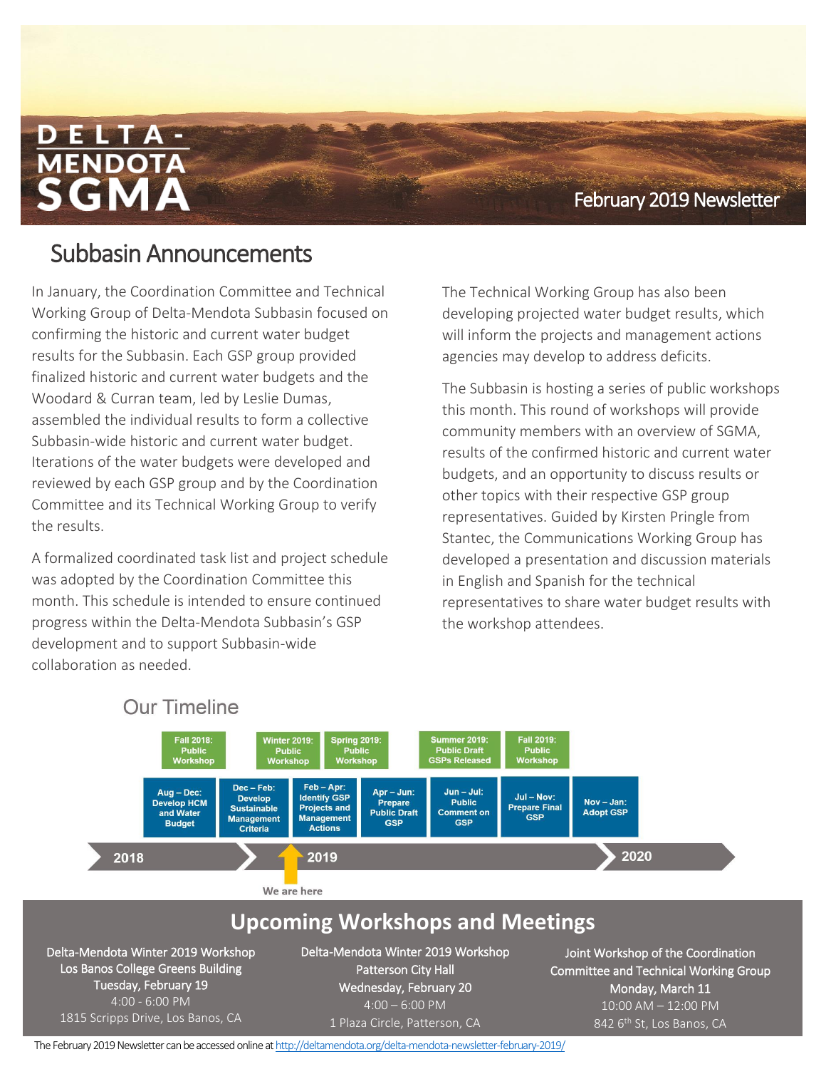# DELTA-MENDOTA SGMA

February 2019 Newsletter

## Subbasin Announcements

In January, the Coordination Committee and Technical Working Group of Delta-Mendota Subbasin focused on confirming the historic and current water budget results for the Subbasin. Each GSP group provided finalized historic and current water budgets and the Woodard & Curran team, led by Leslie Dumas, assembled the individual results to form a collective Subbasin-wide historic and current water budget. Iterations of the water budgets were developed and reviewed by each GSP group and by the Coordination Committee and its Technical Working Group to verify the results.

A formalized coordinated task list and project schedule was adopted by the Coordination Committee this month. This schedule is intended to ensure continued progress within the Delta-Mendota Subbasin's GSP development and to support Subbasin-wide collaboration as needed.

The Technical Working Group has also been developing projected water budget results, which will inform the projects and management actions agencies may develop to address deficits.

The Subbasin is hosting a series of public workshops this month. This round of workshops will provide community members with an overview of SGMA, results of the confirmed historic and current water budgets, and an opportunity to discuss results or other topics with their respective GSP group representatives. Guided by Kirsten Pringle from Stantec, the Communications Working Group has developed a presentation and discussion materials in English and Spanish for the technical representatives to share water budget results with the workshop attendees.

## Our Timeline

- Fall 2018: Public Workshop
- Winter 2019: Public Workshop
- Spring 2019: Public Workshop
- Summer 2019: Public Draft GSPs Released
- Fall 2019: Public Workshop

- Aug – Dec: Develop HCM and Water Budget
- Dec – Feb: Develop Sustainable Management Criteria
- Feb – Apr: Identify GSP Projects and Management Actions
- Apr – Jun: Prepare Public Draft GSP
- Jun – Jul: Public Comment on GSP
- Jul – Nov: Prepare Final GSP
- Nov – Jan: Adopt GSP

2018 → 2019 → 2020

We are here

## Upcoming Workshops and Meetings

**Delta-Mendota Winter 2019 Workshop**
Los Banos College Greens Building
Tuesday, February 19
4:00 - 6:00 PM
1815 Scripps Drive, Los Banos, CA

**Delta-Mendota Winter 2019 Workshop**
Patterson City Hall
Wednesday, February 20
4:00 – 6:00 PM
1 Plaza Circle, Patterson, CA

**Joint Workshop of the Coordination Committee and Technical Working Group**
Monday, March 11
10:00 AM – 12:00 PM
842 6th St, Los Banos, CA

The February 2019 Newsletter can be accessed online at http://deltamendota.org/delta-mendota-newsletter-february-2019/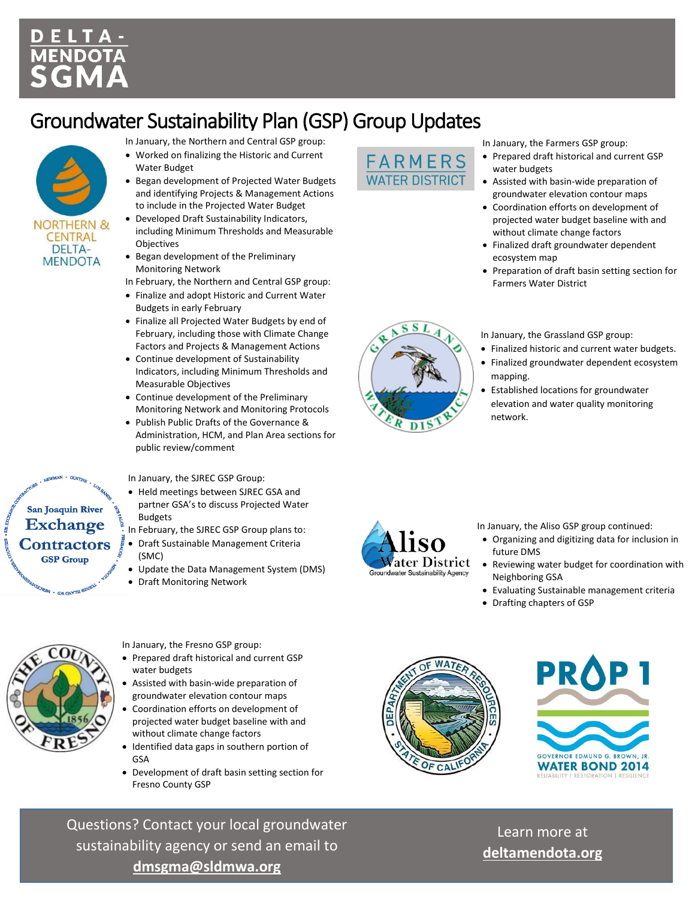DELTA-MENDOTA SGMA

# Groundwater Sustainability Plan (GSP) Group Updates

NORTHERN & CENTRAL DELTA-MENDOTA

In January, the Northern and Central GSP group:

- Worked on finalizing the Historic and Current Water Budget
- Began development of Projected Water Budgets and identifying Projects & Management Actions to include in the Projected Water Budget
- Developed Draft Sustainability Indicators, including Minimum Thresholds and Measurable Objectives
- Began development of the Preliminary Monitoring Network

In February, the Northern and Central GSP group:

- Finalize and adopt Historic and Current Water Budgets in early February
- Finalize all Projected Water Budgets by end of February, including those with Climate Change Factors and Projects & Management Actions
- Continue development of Sustainability Indicators, including Minimum Thresholds and Measurable Objectives
- Continue development of the Preliminary Monitoring Network and Monitoring Protocols
- Publish Public Drafts of the Governance & Administration, HCM, and Plan Area sections for public review/comment

FARMERS WATER DISTRICT

In January, the Farmers GSP group:

- Prepared draft historical and current GSP water budgets
- Assisted with basin-wide preparation of groundwater elevation contour maps
- Coordination efforts on development of projected water budget baseline with and without climate change factors
- Finalized draft groundwater dependent ecosystem map
- Preparation of draft basin setting section for Farmers Water District

GRASSLAND WATER DISTRICT

In January, the Grassland GSP group:

- Finalized historic and current water budgets.
- Finalized groundwater dependent ecosystem mapping.
- Established locations for groundwater elevation and water quality monitoring network.

San Joaquin River Exchange Contractors GSP Group

In January, the SJREC GSP Group:

- Held meetings between SJREC GSA and partner GSA's to discuss Projected Water Budgets

In February, the SJREC GSP Group plans to:

- Draft Sustainable Management Criteria (SMC)
- Update the Data Management System (DMS)
- Draft Monitoring Network

Aliso Water District Groundwater Sustainability Agency

In January, the Aliso GSP group continued:

- Organizing and digitizing data for inclusion in future DMS
- Reviewing water budget for coordination with Neighboring GSA
- Evaluating Sustainable management criteria
- Drafting chapters of GSP

THE COUNTY OF FRESNO 1856

In January, the Fresno GSP group:

- Prepared draft historical and current GSP water budgets
- Assisted with basin-wide preparation of groundwater elevation contour maps
- Coordination efforts on development of projected water budget baseline with and without climate change factors
- Identified data gaps in southern portion of GSA
- Development of draft basin setting section for Fresno County GSP

DEPARTMENT OF WATER RESOURCES STATE OF CALIFORNIA

PROP 1 GOVERNOR EDMUND G. BROWN, JR. WATER BOND 2014 RELIABILITY | RESTORATION | RESILIENCE

Questions? Contact your local groundwater sustainability agency or send an email to **dmsgma@sldmwa.org**

Learn more at **deltamendota.org**